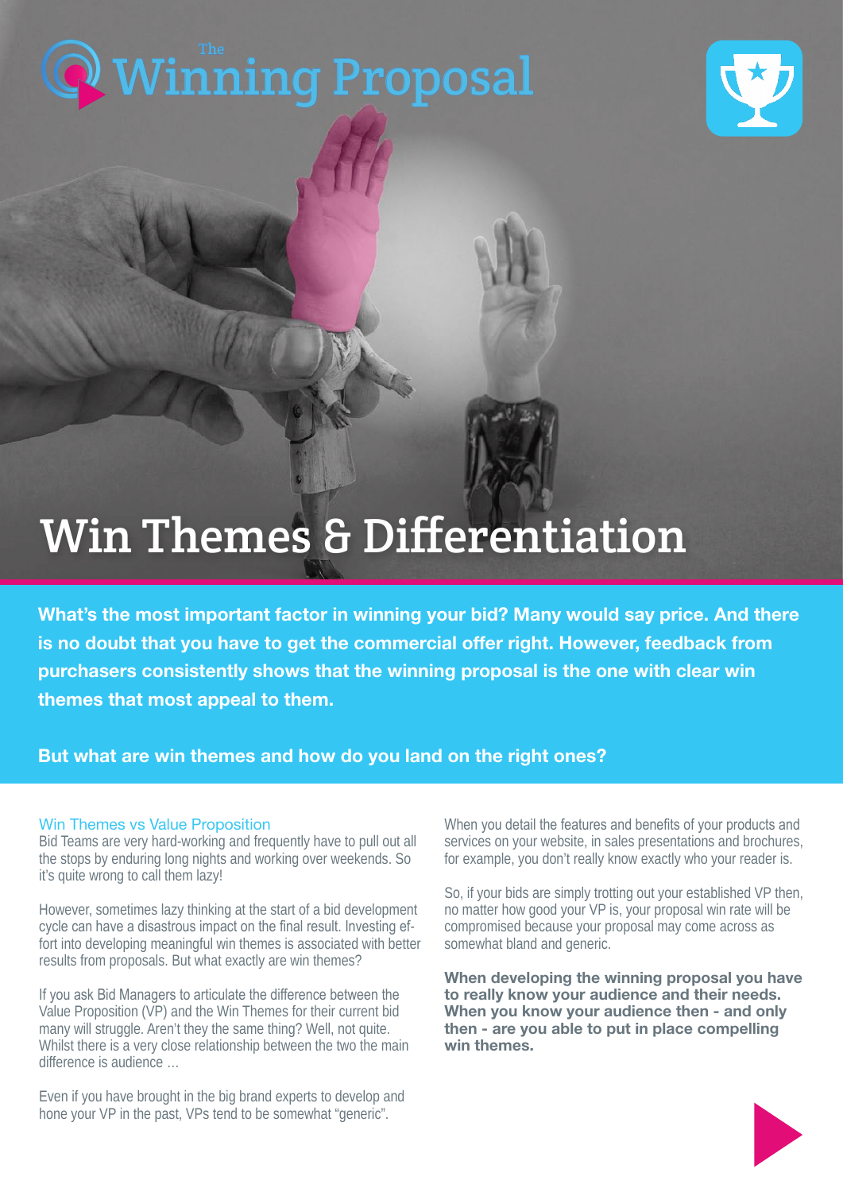# The Winning Proposal

# Win Themes & Differentiation

**What's the most important factor in winning your bid? Many would say price. And there is no doubt that you have to get the commercial offer right. However, feedback from purchasers consistently shows that the winning proposal is the one with clear win themes that most appeal to them.**

**But what are win themes and how do you land on the right ones?**

## Win Themes vs Value Proposition

Bid Teams are very hard-working and frequently have to pull out all the stops by enduring long nights and working over weekends. So it's quite wrong to call them lazy!

However, sometimes lazy thinking at the start of a bid development cycle can have a disastrous impact on the final result. Investing effort into developing meaningful win themes is associated with better results from proposals. But what exactly are win themes?

If you ask Bid Managers to articulate the difference between the Value Proposition (VP) and the Win Themes for their current bid many will struggle. Aren't they the same thing? Well, not quite. Whilst there is a very close relationship between the two the main difference is audience …

Even if you have brought in the big brand experts to develop and hone your VP in the past, VPs tend to be somewhat "generic".

When you detail the features and benefits of your products and services on your website, in sales presentations and brochures, for example, you don't really know exactly who your reader is.

So, if your bids are simply trotting out your established VP then, no matter how good your VP is, your proposal win rate will be compromised because your proposal may come across as somewhat bland and generic.

**When developing the winning proposal you have to really know your audience and their needs. When you know your audience then - and only then - are you able to put in place compelling win themes.**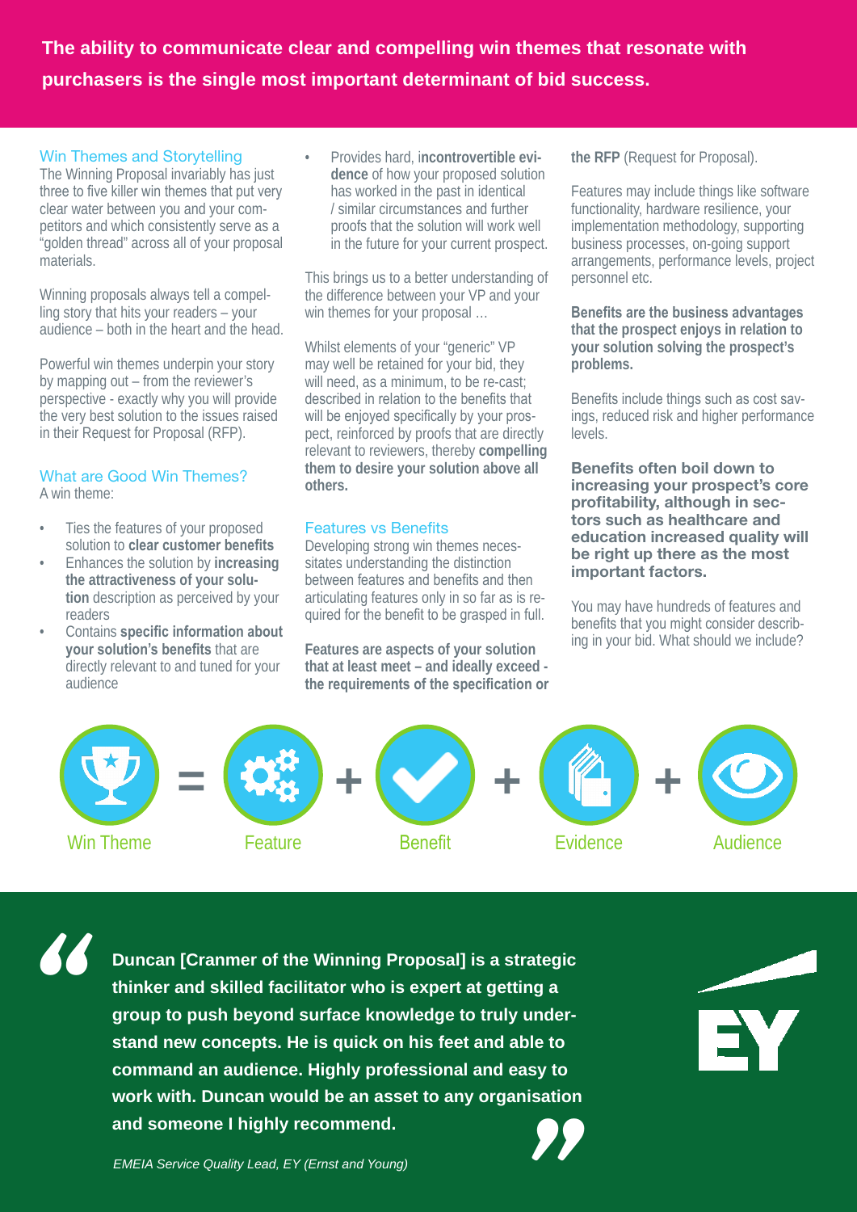**The ability to communicate clear and compelling win themes that resonate with purchasers is the single most important determinant of bid success.**

## Win Themes and Storytelling

The Winning Proposal invariably has just three to five killer win themes that put very clear water between you and your competitors and which consistently serve as a "golden thread" across all of your proposal materials.

Winning proposals always tell a compelling story that hits your readers – your audience – both in the heart and the head.

Powerful win themes underpin your story by mapping out – from the reviewer's perspective - exactly why you will provide the very best solution to the issues raised in their Request for Proposal (RFP).

## What are Good Win Themes?

A win theme:

- Ties the features of your proposed solution to **clear customer benefits**
- Enhances the solution by **increasing the attractiveness of your solution** description as perceived by your readers
- Contains **specific information about your solution's benefits** that are directly relevant to and tuned for your audience
- Provides hard, i**ncontrovertible evidence** of how your proposed solution has worked in the past in identical / similar circumstances and further proofs that the solution will work well in the future for your current prospect.

This brings us to a better understanding of the difference between your VP and your win themes for your proposal …

Whilst elements of your "generic" VP may well be retained for your bid, they will need, as a minimum, to be re-cast; described in relation to the benefits that will be enjoyed specifically by your prospect, reinforced by proofs that are directly relevant to reviewers, thereby **compelling them to desire your solution above all others.**

## Features vs Benefits

Developing strong win themes necessitates understanding the distinction between features and benefits and then articulating features only in so far as is required for the benefit to be grasped in full.

**Features are aspects of your solution that at least meet – and ideally exceed - the requirements of the specification or the RFP** (Request for Proposal).

Features may include things like software functionality, hardware resilience, your implementation methodology, supporting business processes, on-going support arrangements, performance levels, project personnel etc.

**Benefits are the business advantages that the prospect enjoys in relation to your solution solving the prospect's problems.**

Benefits include things such as cost savings, reduced risk and higher performance levels.

**Benefits often boil down to increasing your prospect's core profitability, although in sectors such as healthcare and education increased quality will be right up there as the most important factors.**

You may have hundreds of features and benefits that you might consider describing in your bid. What should we include?

Win Theme = Feature + Benefit + Evidence + Audience

> **Duncan [Cranmer of the Winning Proposal] is a strategic thinker and skilled facilitator who is expert at getting a group to push beyond surface knowledge to truly understand new concepts. He is quick on his feet and able to command an audience. Highly professional and easy to work with. Duncan would be an asset to any organisation and someone I highly recommend.**
>
> *EMEIA Service Quality Lead, EY (Ernst and Young)*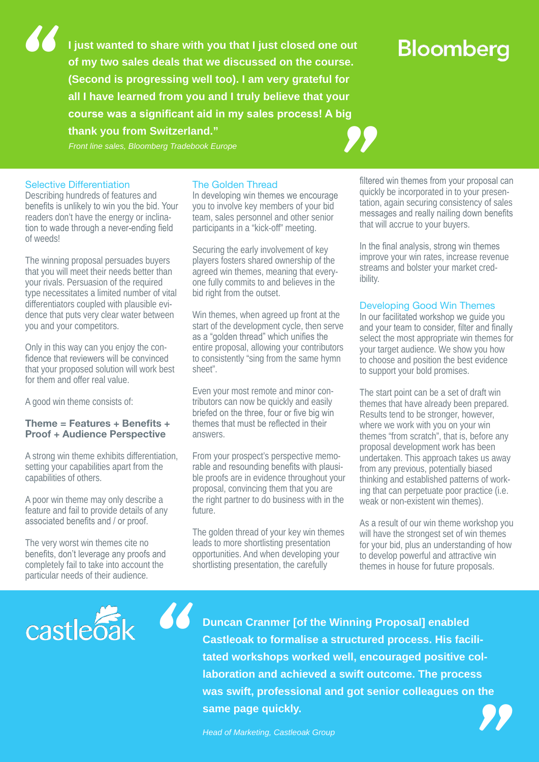> **"I just wanted to share with you that I just closed one out of my two sales deals that we discussed on the course. (Second is progressing well too). I am very grateful for all I have learned from you and I truly believe that your course was a significant aid in my sales process! A big thank you from Switzerland."**
>
> *Front line sales, Bloomberg Tradebook Europe*

Bloomberg

### Selective Differentiation

Describing hundreds of features and benefits is unlikely to win you the bid. Your readers don't have the energy or inclination to wade through a never-ending field of weeds!

The winning proposal persuades buyers that you will meet their needs better than your rivals. Persuasion of the required type necessitates a limited number of vital differentiators coupled with plausible evidence that puts very clear water between you and your competitors.

Only in this way can you enjoy the confidence that reviewers will be convinced that your proposed solution will work best for them and offer real value.

A good win theme consists of:

**Theme = Features + Benefits + Proof + Audience Perspective**

A strong win theme exhibits differentiation, setting your capabilities apart from the capabilities of others.

A poor win theme may only describe a feature and fail to provide details of any associated benefits and / or proof.

The very worst win themes cite no benefits, don't leverage any proofs and completely fail to take into account the particular needs of their audience.

### The Golden Thread

In developing win themes we encourage you to involve key members of your bid team, sales personnel and other senior participants in a "kick-off" meeting.

Securing the early involvement of key players fosters shared ownership of the agreed win themes, meaning that everyone fully commits to and believes in the bid right from the outset.

Win themes, when agreed up front at the start of the development cycle, then serve as a "golden thread" which unifies the entire proposal, allowing your contributors to consistently "sing from the same hymn sheet".

Even your most remote and minor contributors can now be quickly and easily briefed on the three, four or five big win themes that must be reflected in their answers.

From your prospect's perspective memorable and resounding benefits with plausible proofs are in evidence throughout your proposal, convincing them that you are the right partner to do business with in the future.

The golden thread of your key win themes leads to more shortlisting presentation opportunities. And when developing your shortlisting presentation, the carefully filtered win themes from your proposal can quickly be incorporated in to your presentation, again securing consistency of sales messages and really nailing down benefits that will accrue to your buyers.

In the final analysis, strong win themes improve your win rates, increase revenue streams and bolster your market credibility.

### Developing Good Win Themes

In our facilitated workshop we guide you and your team to consider, filter and finally select the most appropriate win themes for your target audience. We show you how to choose and position the best evidence to support your bold promises.

The start point can be a set of draft win themes that have already been prepared. Results tend to be stronger, however, where we work with you on your win themes "from scratch", that is, before any proposal development work has been undertaken. This approach takes us away from any previous, potentially biased thinking and established patterns of working that can perpetuate poor practice (i.e. weak or non-existent win themes).

As a result of our win theme workshop you will have the strongest set of win themes for your bid, plus an understanding of how to develop powerful and attractive win themes in house for future proposals.

castleoak

> **"Duncan Cranmer [of the Winning Proposal] enabled Castleoak to formalise a structured process. His facilitated workshops worked well, encouraged positive collaboration and achieved a swift outcome. The process was swift, professional and got senior colleagues on the same page quickly."**
>
> *Head of Marketing, Castleoak Group*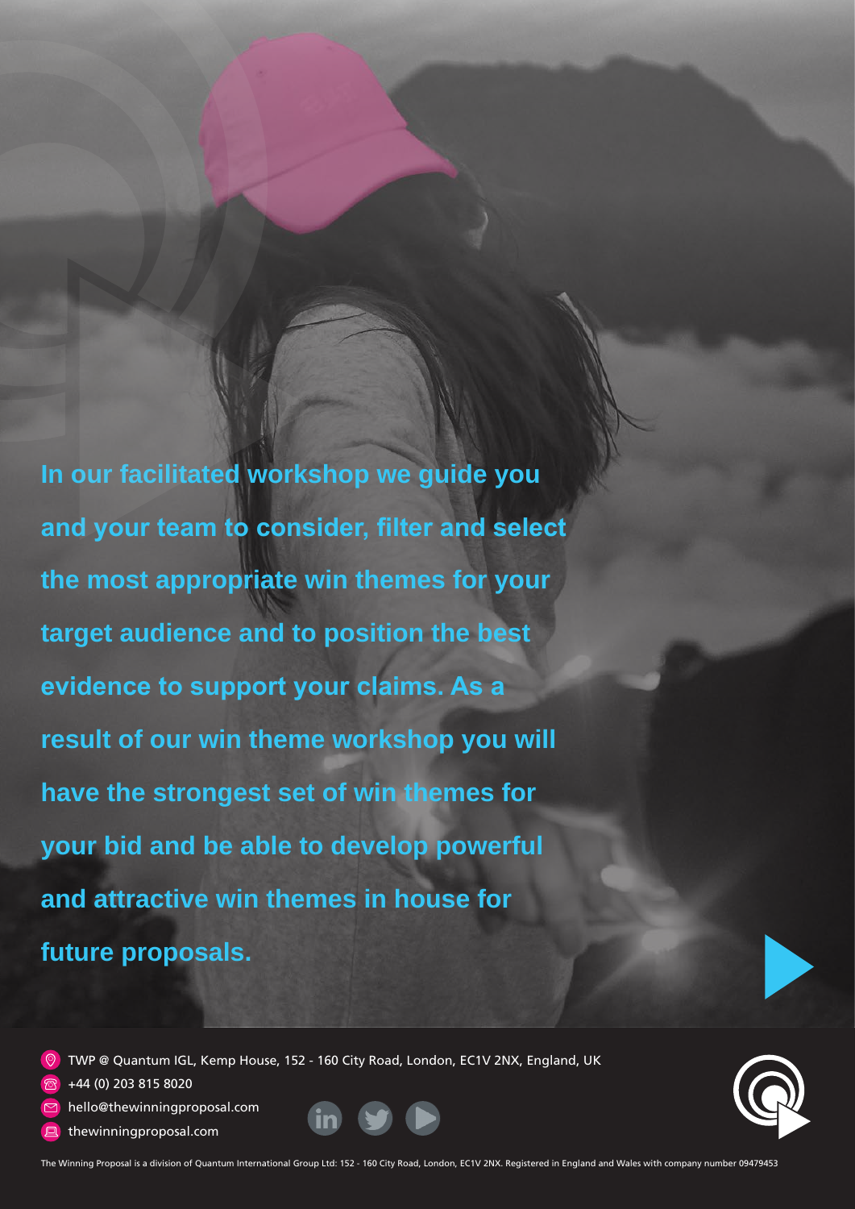**In our facilitated workshop we guide you and your team to consider, filter and select the most appropriate win themes for your target audience and to position the best evidence to support your claims. As a result of our win theme workshop you will have the strongest set of win themes for your bid and be able to develop powerful and attractive win themes in house for future proposals.**

TWP @ Quantum IGL, Kemp House, 152 - 160 City Road, London, EC1V 2NX, England, UK

+44 (0) 203 815 8020

hello@thewinningproposal.com

thewinningproposal.com

The Winning Proposal is a division of Quantum International Group Ltd: 152 - 160 City Road, London, EC1V 2NX. Registered in England and Wales with company number 09479453